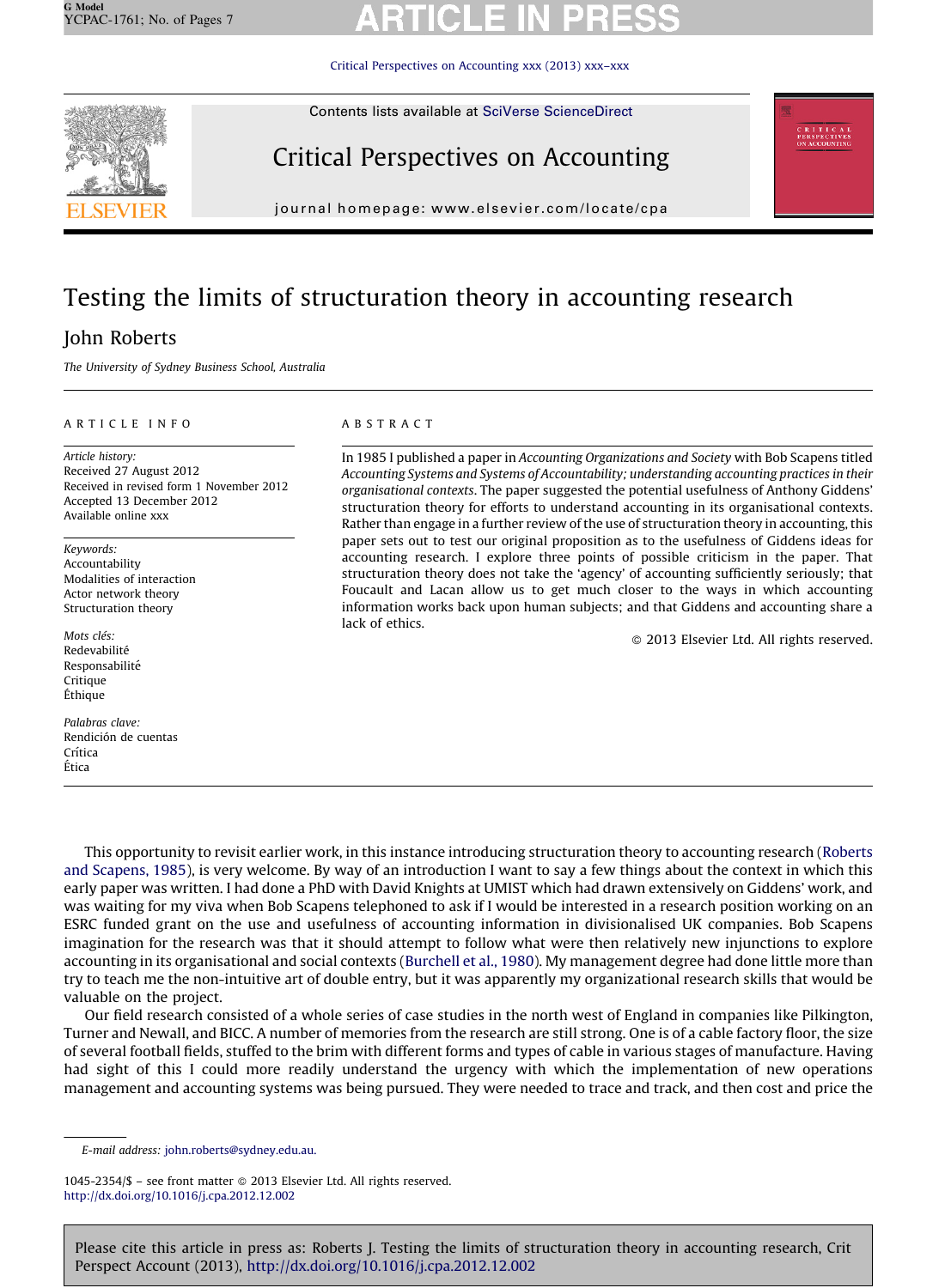# Testing the limits of structuration theory in accounting research

John Roberts

*The University of Sydney Business School, Australia*

ARTICLE INFO

*Article history:*
Received 27 August 2012
Received in revised form 1 November 2012
Accepted 13 December 2012
Available online xxx

*Keywords:*
Accountability
Modalities of interaction
Actor network theory
Structuration theory

*Mots clés:*
Redevabilité
Responsabilité
Critique
Éthique

*Palabras clave:*
Rendición de cuentas
Crítica
Ética

ABSTRACT

In 1985 I published a paper in *Accounting Organizations and Society* with Bob Scapens titled *Accounting Systems and Systems of Accountability; understanding accounting practices in their organisational contexts*. The paper suggested the potential usefulness of Anthony Giddens' structuration theory for efforts to understand accounting in its organisational contexts. Rather than engage in a further review of the use of structuration theory in accounting, this paper sets out to test our original proposition as to the usefulness of Giddens ideas for accounting research. I explore three points of possible criticism in the paper. That structuration theory does not take the 'agency' of accounting sufficiently seriously; that Foucault and Lacan allow us to get much closer to the ways in which accounting information works back upon human subjects; and that Giddens and accounting share a lack of ethics.

© 2013 Elsevier Ltd. All rights reserved.

This opportunity to revisit earlier work, in this instance introducing structuration theory to accounting research (Roberts and Scapens, 1985), is very welcome. By way of an introduction I want to say a few things about the context in which this early paper was written. I had done a PhD with David Knights at UMIST which had drawn extensively on Giddens' work, and was waiting for my viva when Bob Scapens telephoned to ask if I would be interested in a research position working on an ESRC funded grant on the use and usefulness of accounting information in divisionalised UK companies. Bob Scapens imagination for the research was that it should attempt to follow what were then relatively new injunctions to explore accounting in its organisational and social contexts (Burchell et al., 1980). My management degree had done little more than try to teach me the non-intuitive art of double entry, but it was apparently my organizational research skills that would be valuable on the project.

Our field research consisted of a whole series of case studies in the north west of England in companies like Pilkington, Turner and Newall, and BICC. A number of memories from the research are still strong. One is of a cable factory floor, the size of several football fields, stuffed to the brim with different forms and types of cable in various stages of manufacture. Having had sight of this I could more readily understand the urgency with which the implementation of new operations management and accounting systems was being pursued. They were needed to trace and track, and then cost and price the

E-mail address: john.roberts@sydney.edu.au.

1045-2354/$ – see front matter © 2013 Elsevier Ltd. All rights reserved.
http://dx.doi.org/10.1016/j.cpa.2012.12.002

Please cite this article in press as: Roberts J. Testing the limits of structuration theory in accounting research, Crit Perspect Account (2013), http://dx.doi.org/10.1016/j.cpa.2012.12.002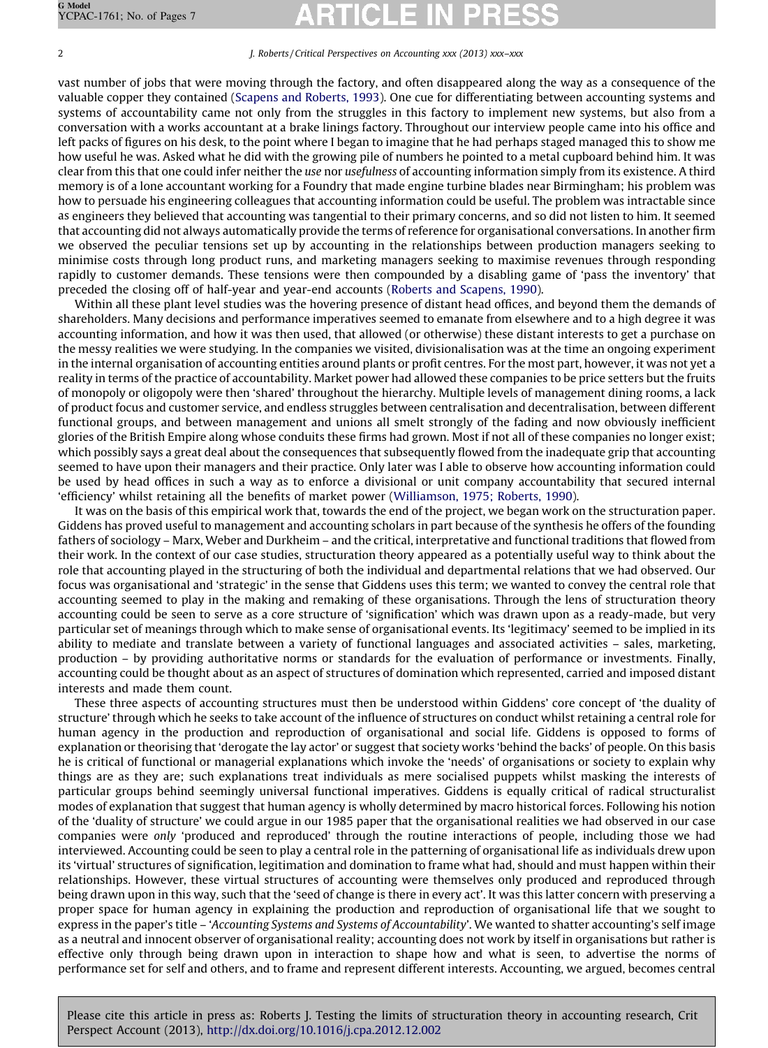vast number of jobs that were moving through the factory, and often disappeared along the way as a consequence of the valuable copper they contained (Scapens and Roberts, 1993). One cue for differentiating between accounting systems and systems of accountability came not only from the struggles in this factory to implement new systems, but also from a conversation with a works accountant at a brake linings factory. Throughout our interview people came into his office and left packs of figures on his desk, to the point where I began to imagine that he had perhaps staged managed this to show me how useful he was. Asked what he did with the growing pile of numbers he pointed to a metal cupboard behind him. It was clear from this that one could infer neither the *use* nor *usefulness* of accounting information simply from its existence. A third memory is of a lone accountant working for a Foundry that made engine turbine blades near Birmingham; his problem was how to persuade his engineering colleagues that accounting information could be useful. The problem was intractable since as engineers they believed that accounting was tangential to their primary concerns, and so did not listen to him. It seemed that accounting did not always automatically provide the terms of reference for organisational conversations. In another firm we observed the peculiar tensions set up by accounting in the relationships between production managers seeking to minimise costs through long product runs, and marketing managers seeking to maximise revenues through responding rapidly to customer demands. These tensions were then compounded by a disabling game of 'pass the inventory' that preceded the closing off of half-year and year-end accounts (Roberts and Scapens, 1990).

Within all these plant level studies was the hovering presence of distant head offices, and beyond them the demands of shareholders. Many decisions and performance imperatives seemed to emanate from elsewhere and to a high degree it was accounting information, and how it was then used, that allowed (or otherwise) these distant interests to get a purchase on the messy realities we were studying. In the companies we visited, divisionalisation was at the time an ongoing experiment in the internal organisation of accounting entities around plants or profit centres. For the most part, however, it was not yet a reality in terms of the practice of accountability. Market power had allowed these companies to be price setters but the fruits of monopoly or oligopoly were then 'shared' throughout the hierarchy. Multiple levels of management dining rooms, a lack of product focus and customer service, and endless struggles between centralisation and decentralisation, between different functional groups, and between management and unions all smelt strongly of the fading and now obviously inefficient glories of the British Empire along whose conduits these firms had grown. Most if not all of these companies no longer exist; which possibly says a great deal about the consequences that subsequently flowed from the inadequate grip that accounting seemed to have upon their managers and their practice. Only later was I able to observe how accounting information could be used by head offices in such a way as to enforce a divisional or unit company accountability that secured internal 'efficiency' whilst retaining all the benefits of market power (Williamson, 1975; Roberts, 1990).

It was on the basis of this empirical work that, towards the end of the project, we began work on the structuration paper. Giddens has proved useful to management and accounting scholars in part because of the synthesis he offers of the founding fathers of sociology – Marx, Weber and Durkheim – and the critical, interpretative and functional traditions that flowed from their work. In the context of our case studies, structuration theory appeared as a potentially useful way to think about the role that accounting played in the structuring of both the individual and departmental relations that we had observed. Our focus was organisational and 'strategic' in the sense that Giddens uses this term; we wanted to convey the central role that accounting seemed to play in the making and remaking of these organisations. Through the lens of structuration theory accounting could be seen to serve as a core structure of 'signification' which was drawn upon as a ready-made, but very particular set of meanings through which to make sense of organisational events. Its 'legitimacy' seemed to be implied in its ability to mediate and translate between a variety of functional languages and associated activities – sales, marketing, production – by providing authoritative norms or standards for the evaluation of performance or investments. Finally, accounting could be thought about as an aspect of structures of domination which represented, carried and imposed distant interests and made them count.

These three aspects of accounting structures must then be understood within Giddens' core concept of 'the duality of structure' through which he seeks to take account of the influence of structures on conduct whilst retaining a central role for human agency in the production and reproduction of organisational and social life. Giddens is opposed to forms of explanation or theorising that 'derogate the lay actor' or suggest that society works 'behind the backs' of people. On this basis he is critical of functional or managerial explanations which invoke the 'needs' of organisations or society to explain why things are as they are; such explanations treat individuals as mere socialised puppets whilst masking the interests of particular groups behind seemingly universal functional imperatives. Giddens is equally critical of radical structuralist modes of explanation that suggest that human agency is wholly determined by macro historical forces. Following his notion of the 'duality of structure' we could argue in our 1985 paper that the organisational realities we had observed in our case companies were *only* 'produced and reproduced' through the routine interactions of people, including those we had interviewed. Accounting could be seen to play a central role in the patterning of organisational life as individuals drew upon its 'virtual' structures of signification, legitimation and domination to frame what had, should and must happen within their relationships. However, these virtual structures of accounting were themselves only produced and reproduced through being drawn upon in this way, such that the 'seed of change is there in every act'. It was this latter concern with preserving a proper space for human agency in explaining the production and reproduction of organisational life that we sought to express in the paper's title – '*Accounting Systems and Systems of Accountability*'. We wanted to shatter accounting's self image as a neutral and innocent observer of organisational reality; accounting does not work by itself in organisations but rather is effective only through being drawn upon in interaction to shape how and what is seen, to advertise the norms of performance set for self and others, and to frame and represent different interests. Accounting, we argued, becomes central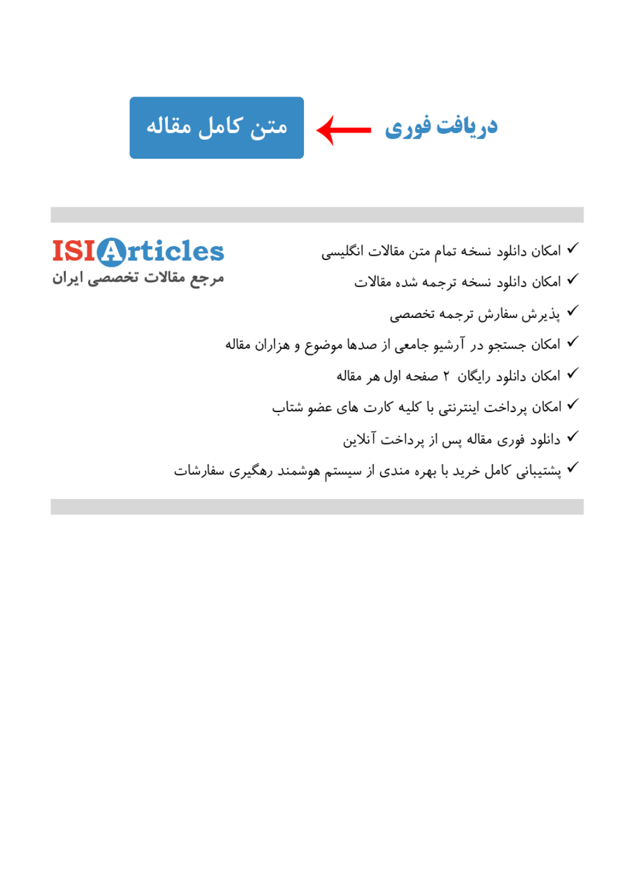دریافت فوری ← متن کامل مقاله

**ISIArticles**
مرجع مقالات تخصصی ایران

- ✓ امکان دانلود نسخه تمام متن مقالات انگلیسی
- ✓ امکان دانلود نسخه ترجمه شده مقالات
- ✓ پذیرش سفارش ترجمه تخصصی
- ✓ امکان جستجو در آرشیو جامعی از صدها موضوع و هزاران مقاله
- ✓ امکان دانلود رایگان ۲ صفحه اول هر مقاله
- ✓ امکان پرداخت اینترنتی با کلیه کارت های عضو شتاب
- ✓ دانلود فوری مقاله پس از پرداخت آنلاین
- ✓ پشتیبانی کامل خرید با بهره مندی از سیستم هوشمند رهگیری سفارشات